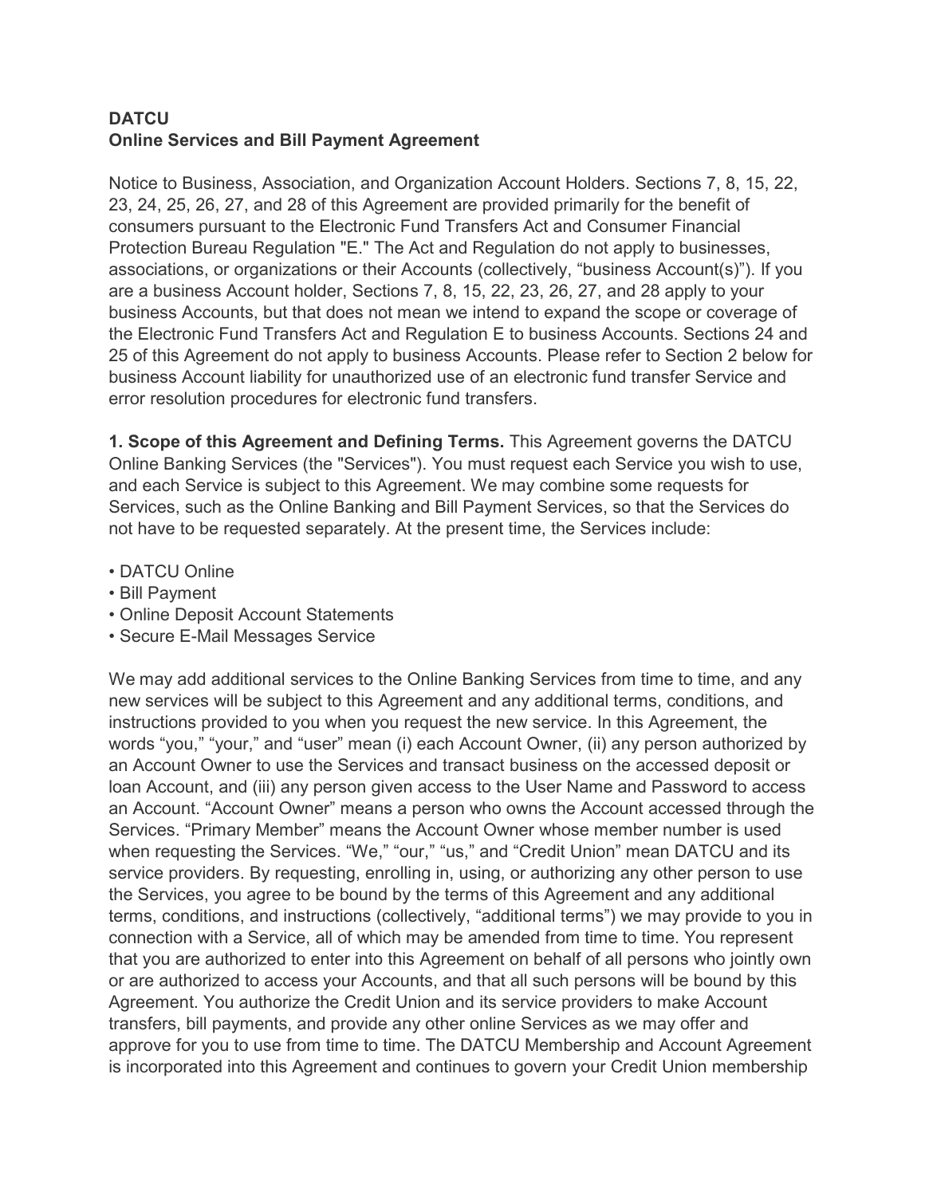**DATCU**
**Online Services and Bill Payment Agreement**

Notice to Business, Association, and Organization Account Holders. Sections 7, 8, 15, 22, 23, 24, 25, 26, 27, and 28 of this Agreement are provided primarily for the benefit of consumers pursuant to the Electronic Fund Transfers Act and Consumer Financial Protection Bureau Regulation "E." The Act and Regulation do not apply to businesses, associations, or organizations or their Accounts (collectively, "business Account(s)"). If you are a business Account holder, Sections 7, 8, 15, 22, 23, 26, 27, and 28 apply to your business Accounts, but that does not mean we intend to expand the scope or coverage of the Electronic Fund Transfers Act and Regulation E to business Accounts. Sections 24 and 25 of this Agreement do not apply to business Accounts. Please refer to Section 2 below for business Account liability for unauthorized use of an electronic fund transfer Service and error resolution procedures for electronic fund transfers.

**1. Scope of this Agreement and Defining Terms.** This Agreement governs the DATCU Online Banking Services (the "Services"). You must request each Service you wish to use, and each Service is subject to this Agreement. We may combine some requests for Services, such as the Online Banking and Bill Payment Services, so that the Services do not have to be requested separately. At the present time, the Services include:

- DATCU Online
- Bill Payment
- Online Deposit Account Statements
- Secure E-Mail Messages Service

We may add additional services to the Online Banking Services from time to time, and any new services will be subject to this Agreement and any additional terms, conditions, and instructions provided to you when you request the new service. In this Agreement, the words "you," "your," and "user" mean (i) each Account Owner, (ii) any person authorized by an Account Owner to use the Services and transact business on the accessed deposit or loan Account, and (iii) any person given access to the User Name and Password to access an Account. "Account Owner" means a person who owns the Account accessed through the Services. "Primary Member" means the Account Owner whose member number is used when requesting the Services. "We," "our," "us," and "Credit Union" mean DATCU and its service providers. By requesting, enrolling in, using, or authorizing any other person to use the Services, you agree to be bound by the terms of this Agreement and any additional terms, conditions, and instructions (collectively, "additional terms") we may provide to you in connection with a Service, all of which may be amended from time to time. You represent that you are authorized to enter into this Agreement on behalf of all persons who jointly own or are authorized to access your Accounts, and that all such persons will be bound by this Agreement. You authorize the Credit Union and its service providers to make Account transfers, bill payments, and provide any other online Services as we may offer and approve for you to use from time to time. The DATCU Membership and Account Agreement is incorporated into this Agreement and continues to govern your Credit Union membership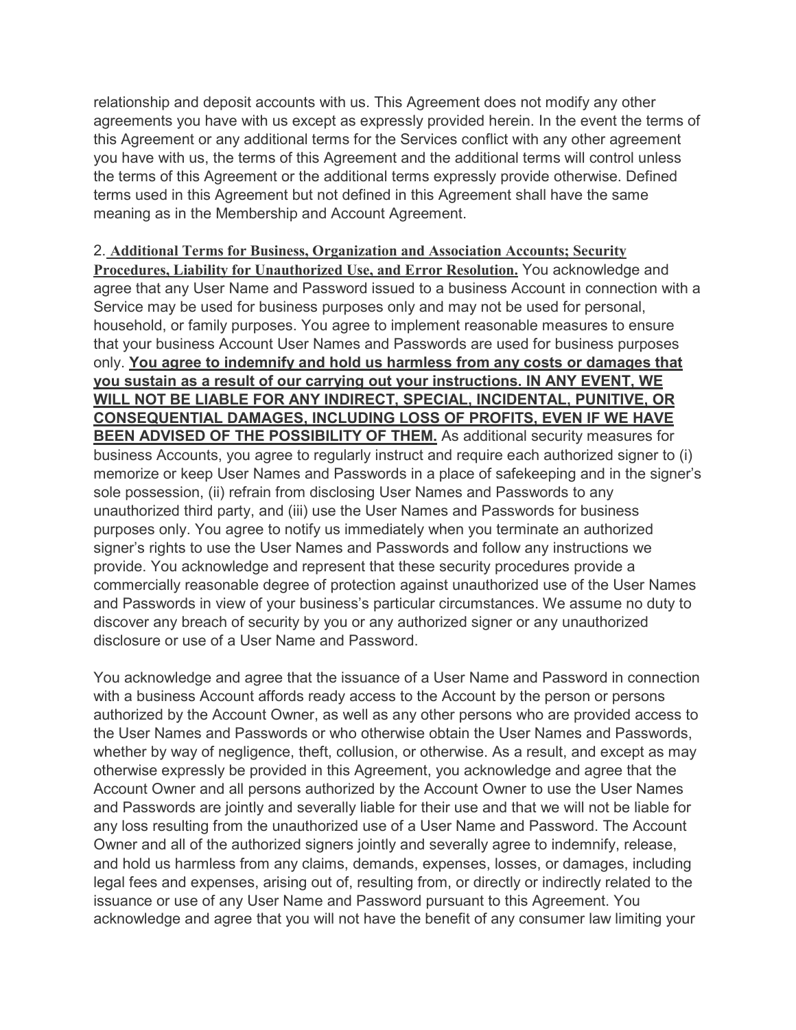relationship and deposit accounts with us. This Agreement does not modify any other agreements you have with us except as expressly provided herein. In the event the terms of this Agreement or any additional terms for the Services conflict with any other agreement you have with us, the terms of this Agreement and the additional terms will control unless the terms of this Agreement or the additional terms expressly provide otherwise. Defined terms used in this Agreement but not defined in this Agreement shall have the same meaning as in the Membership and Account Agreement.

2. **Additional Terms for Business, Organization and Association Accounts; Security Procedures, Liability for Unauthorized Use, and Error Resolution.** You acknowledge and agree that any User Name and Password issued to a business Account in connection with a Service may be used for business purposes only and may not be used for personal, household, or family purposes. You agree to implement reasonable measures to ensure that your business Account User Names and Passwords are used for business purposes only. **You agree to indemnify and hold us harmless from any costs or damages that you sustain as a result of our carrying out your instructions. IN ANY EVENT, WE WILL NOT BE LIABLE FOR ANY INDIRECT, SPECIAL, INCIDENTAL, PUNITIVE, OR CONSEQUENTIAL DAMAGES, INCLUDING LOSS OF PROFITS, EVEN IF WE HAVE BEEN ADVISED OF THE POSSIBILITY OF THEM.** As additional security measures for business Accounts, you agree to regularly instruct and require each authorized signer to (i) memorize or keep User Names and Passwords in a place of safekeeping and in the signer's sole possession, (ii) refrain from disclosing User Names and Passwords to any unauthorized third party, and (iii) use the User Names and Passwords for business purposes only. You agree to notify us immediately when you terminate an authorized signer's rights to use the User Names and Passwords and follow any instructions we provide. You acknowledge and represent that these security procedures provide a commercially reasonable degree of protection against unauthorized use of the User Names and Passwords in view of your business's particular circumstances. We assume no duty to discover any breach of security by you or any authorized signer or any unauthorized disclosure or use of a User Name and Password.

You acknowledge and agree that the issuance of a User Name and Password in connection with a business Account affords ready access to the Account by the person or persons authorized by the Account Owner, as well as any other persons who are provided access to the User Names and Passwords or who otherwise obtain the User Names and Passwords, whether by way of negligence, theft, collusion, or otherwise. As a result, and except as may otherwise expressly be provided in this Agreement, you acknowledge and agree that the Account Owner and all persons authorized by the Account Owner to use the User Names and Passwords are jointly and severally liable for their use and that we will not be liable for any loss resulting from the unauthorized use of a User Name and Password. The Account Owner and all of the authorized signers jointly and severally agree to indemnify, release, and hold us harmless from any claims, demands, expenses, losses, or damages, including legal fees and expenses, arising out of, resulting from, or directly or indirectly related to the issuance or use of any User Name and Password pursuant to this Agreement. You acknowledge and agree that you will not have the benefit of any consumer law limiting your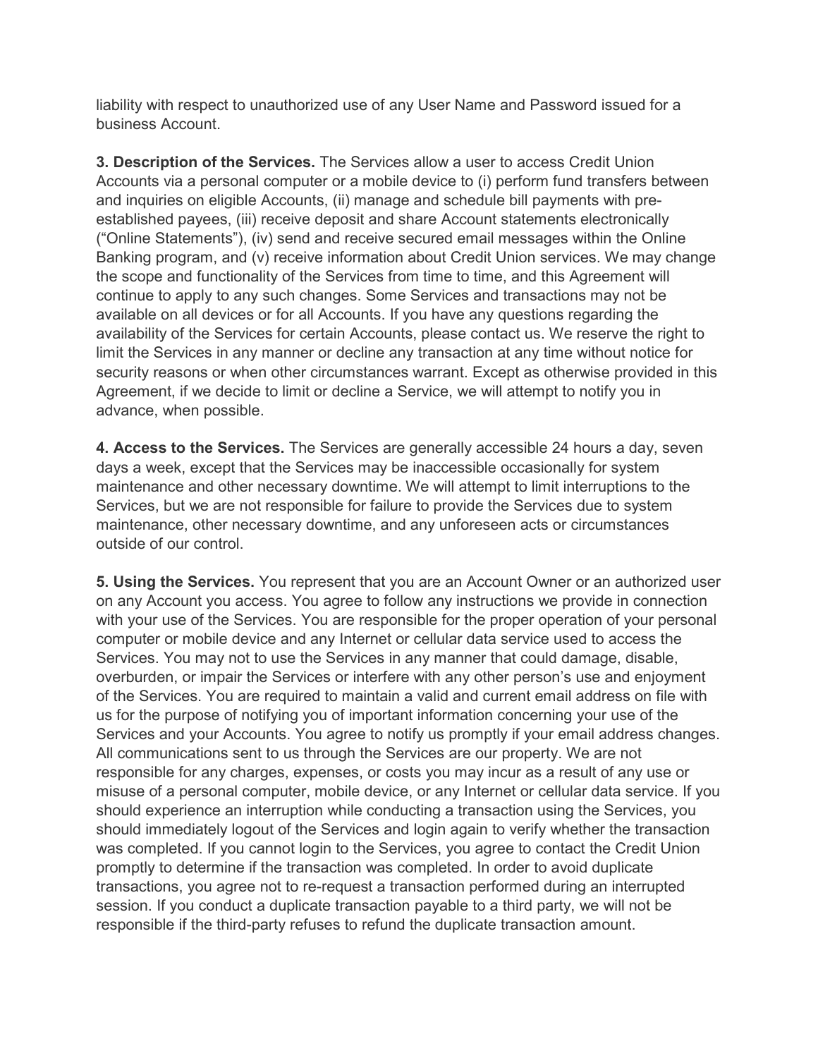liability with respect to unauthorized use of any User Name and Password issued for a business Account.

**3. Description of the Services.** The Services allow a user to access Credit Union Accounts via a personal computer or a mobile device to (i) perform fund transfers between and inquiries on eligible Accounts, (ii) manage and schedule bill payments with pre-established payees, (iii) receive deposit and share Account statements electronically ("Online Statements"), (iv) send and receive secured email messages within the Online Banking program, and (v) receive information about Credit Union services. We may change the scope and functionality of the Services from time to time, and this Agreement will continue to apply to any such changes. Some Services and transactions may not be available on all devices or for all Accounts. If you have any questions regarding the availability of the Services for certain Accounts, please contact us. We reserve the right to limit the Services in any manner or decline any transaction at any time without notice for security reasons or when other circumstances warrant. Except as otherwise provided in this Agreement, if we decide to limit or decline a Service, we will attempt to notify you in advance, when possible.

**4. Access to the Services.** The Services are generally accessible 24 hours a day, seven days a week, except that the Services may be inaccessible occasionally for system maintenance and other necessary downtime. We will attempt to limit interruptions to the Services, but we are not responsible for failure to provide the Services due to system maintenance, other necessary downtime, and any unforeseen acts or circumstances outside of our control.

**5. Using the Services.** You represent that you are an Account Owner or an authorized user on any Account you access. You agree to follow any instructions we provide in connection with your use of the Services. You are responsible for the proper operation of your personal computer or mobile device and any Internet or cellular data service used to access the Services. You may not to use the Services in any manner that could damage, disable, overburden, or impair the Services or interfere with any other person's use and enjoyment of the Services. You are required to maintain a valid and current email address on file with us for the purpose of notifying you of important information concerning your use of the Services and your Accounts. You agree to notify us promptly if your email address changes. All communications sent to us through the Services are our property. We are not responsible for any charges, expenses, or costs you may incur as a result of any use or misuse of a personal computer, mobile device, or any Internet or cellular data service. If you should experience an interruption while conducting a transaction using the Services, you should immediately logout of the Services and login again to verify whether the transaction was completed. If you cannot login to the Services, you agree to contact the Credit Union promptly to determine if the transaction was completed. In order to avoid duplicate transactions, you agree not to re-request a transaction performed during an interrupted session. If you conduct a duplicate transaction payable to a third party, we will not be responsible if the third-party refuses to refund the duplicate transaction amount.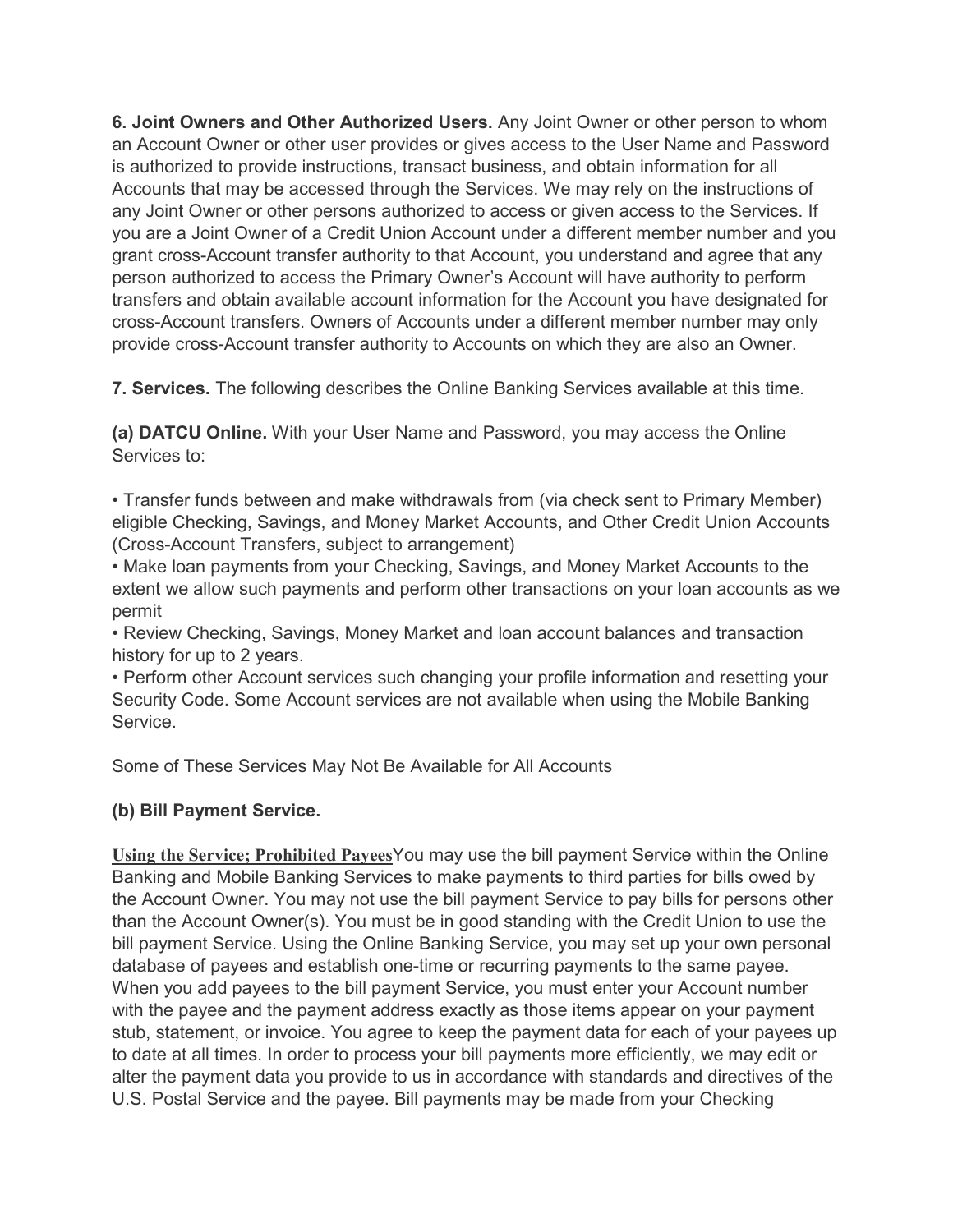**6. Joint Owners and Other Authorized Users.** Any Joint Owner or other person to whom an Account Owner or other user provides or gives access to the User Name and Password is authorized to provide instructions, transact business, and obtain information for all Accounts that may be accessed through the Services. We may rely on the instructions of any Joint Owner or other persons authorized to access or given access to the Services. If you are a Joint Owner of a Credit Union Account under a different member number and you grant cross-Account transfer authority to that Account, you understand and agree that any person authorized to access the Primary Owner's Account will have authority to perform transfers and obtain available account information for the Account you have designated for cross-Account transfers. Owners of Accounts under a different member number may only provide cross-Account transfer authority to Accounts on which they are also an Owner.

**7. Services.** The following describes the Online Banking Services available at this time.

**(a) DATCU Online.** With your User Name and Password, you may access the Online Services to:

- Transfer funds between and make withdrawals from (via check sent to Primary Member) eligible Checking, Savings, and Money Market Accounts, and Other Credit Union Accounts (Cross-Account Transfers, subject to arrangement)
- Make loan payments from your Checking, Savings, and Money Market Accounts to the extent we allow such payments and perform other transactions on your loan accounts as we permit
- Review Checking, Savings, Money Market and loan account balances and transaction history for up to 2 years.
- Perform other Account services such changing your profile information and resetting your Security Code. Some Account services are not available when using the Mobile Banking Service.

Some of These Services May Not Be Available for All Accounts

**(b) Bill Payment Service.**

**Using the Service; Prohibited Payees**You may use the bill payment Service within the Online Banking and Mobile Banking Services to make payments to third parties for bills owed by the Account Owner. You may not use the bill payment Service to pay bills for persons other than the Account Owner(s). You must be in good standing with the Credit Union to use the bill payment Service. Using the Online Banking Service, you may set up your own personal database of payees and establish one-time or recurring payments to the same payee. When you add payees to the bill payment Service, you must enter your Account number with the payee and the payment address exactly as those items appear on your payment stub, statement, or invoice. You agree to keep the payment data for each of your payees up to date at all times. In order to process your bill payments more efficiently, we may edit or alter the payment data you provide to us in accordance with standards and directives of the U.S. Postal Service and the payee. Bill payments may be made from your Checking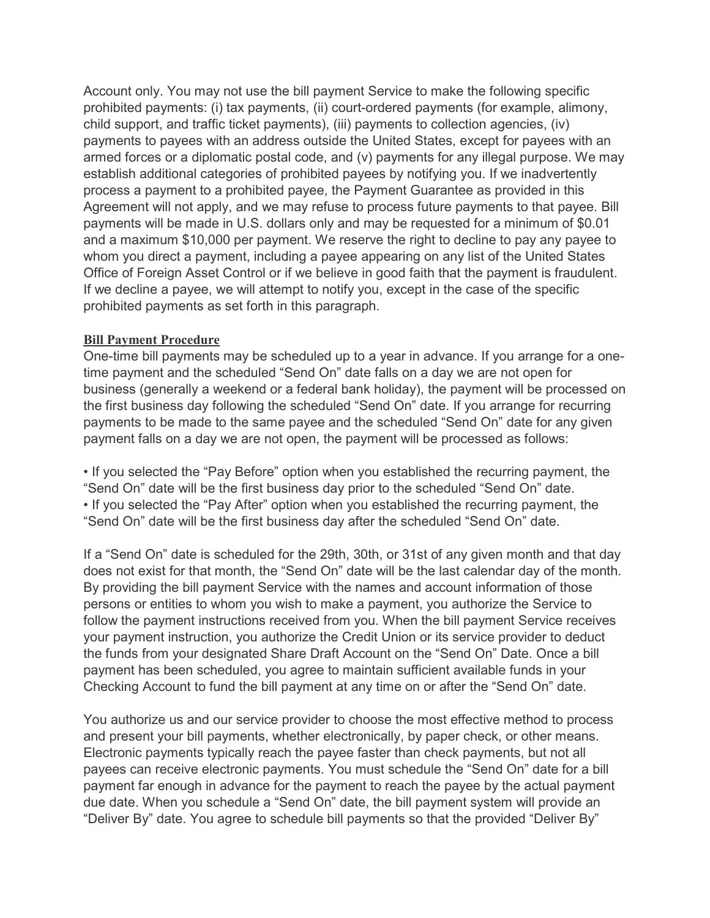Account only. You may not use the bill payment Service to make the following specific prohibited payments: (i) tax payments, (ii) court-ordered payments (for example, alimony, child support, and traffic ticket payments), (iii) payments to collection agencies, (iv) payments to payees with an address outside the United States, except for payees with an armed forces or a diplomatic postal code, and (v) payments for any illegal purpose. We may establish additional categories of prohibited payees by notifying you. If we inadvertently process a payment to a prohibited payee, the Payment Guarantee as provided in this Agreement will not apply, and we may refuse to process future payments to that payee. Bill payments will be made in U.S. dollars only and may be requested for a minimum of $0.01 and a maximum $10,000 per payment. We reserve the right to decline to pay any payee to whom you direct a payment, including a payee appearing on any list of the United States Office of Foreign Asset Control or if we believe in good faith that the payment is fraudulent. If we decline a payee, we will attempt to notify you, except in the case of the specific prohibited payments as set forth in this paragraph.

**Bill Payment Procedure**

One-time bill payments may be scheduled up to a year in advance. If you arrange for a one-time payment and the scheduled "Send On" date falls on a day we are not open for business (generally a weekend or a federal bank holiday), the payment will be processed on the first business day following the scheduled "Send On" date. If you arrange for recurring payments to be made to the same payee and the scheduled "Send On" date for any given payment falls on a day we are not open, the payment will be processed as follows:

- If you selected the "Pay Before" option when you established the recurring payment, the "Send On" date will be the first business day prior to the scheduled "Send On" date.
- If you selected the "Pay After" option when you established the recurring payment, the "Send On" date will be the first business day after the scheduled "Send On" date.

If a "Send On" date is scheduled for the 29th, 30th, or 31st of any given month and that day does not exist for that month, the "Send On" date will be the last calendar day of the month. By providing the bill payment Service with the names and account information of those persons or entities to whom you wish to make a payment, you authorize the Service to follow the payment instructions received from you. When the bill payment Service receives your payment instruction, you authorize the Credit Union or its service provider to deduct the funds from your designated Share Draft Account on the "Send On" Date. Once a bill payment has been scheduled, you agree to maintain sufficient available funds in your Checking Account to fund the bill payment at any time on or after the "Send On" date.

You authorize us and our service provider to choose the most effective method to process and present your bill payments, whether electronically, by paper check, or other means. Electronic payments typically reach the payee faster than check payments, but not all payees can receive electronic payments. You must schedule the "Send On" date for a bill payment far enough in advance for the payment to reach the payee by the actual payment due date. When you schedule a "Send On" date, the bill payment system will provide an "Deliver By" date. You agree to schedule bill payments so that the provided "Deliver By"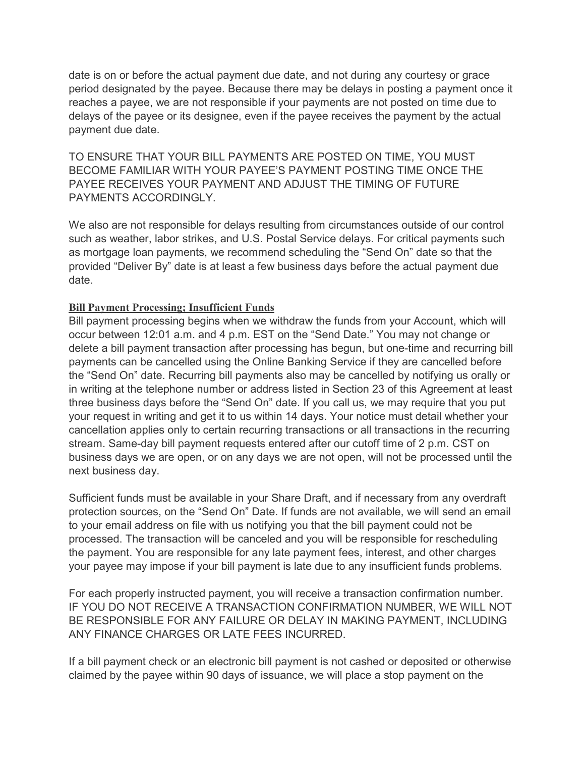date is on or before the actual payment due date, and not during any courtesy or grace period designated by the payee. Because there may be delays in posting a payment once it reaches a payee, we are not responsible if your payments are not posted on time due to delays of the payee or its designee, even if the payee receives the payment by the actual payment due date.

TO ENSURE THAT YOUR BILL PAYMENTS ARE POSTED ON TIME, YOU MUST BECOME FAMILIAR WITH YOUR PAYEE'S PAYMENT POSTING TIME ONCE THE PAYEE RECEIVES YOUR PAYMENT AND ADJUST THE TIMING OF FUTURE PAYMENTS ACCORDINGLY.

We also are not responsible for delays resulting from circumstances outside of our control such as weather, labor strikes, and U.S. Postal Service delays. For critical payments such as mortgage loan payments, we recommend scheduling the "Send On" date so that the provided "Deliver By" date is at least a few business days before the actual payment due date.

**Bill Payment Processing; Insufficient Funds**

Bill payment processing begins when we withdraw the funds from your Account, which will occur between 12:01 a.m. and 4 p.m. EST on the "Send Date." You may not change or delete a bill payment transaction after processing has begun, but one-time and recurring bill payments can be cancelled using the Online Banking Service if they are cancelled before the "Send On" date. Recurring bill payments also may be cancelled by notifying us orally or in writing at the telephone number or address listed in Section 23 of this Agreement at least three business days before the "Send On" date. If you call us, we may require that you put your request in writing and get it to us within 14 days. Your notice must detail whether your cancellation applies only to certain recurring transactions or all transactions in the recurring stream. Same-day bill payment requests entered after our cutoff time of 2 p.m. CST on business days we are open, or on any days we are not open, will not be processed until the next business day.

Sufficient funds must be available in your Share Draft, and if necessary from any overdraft protection sources, on the "Send On" Date. If funds are not available, we will send an email to your email address on file with us notifying you that the bill payment could not be processed. The transaction will be canceled and you will be responsible for rescheduling the payment. You are responsible for any late payment fees, interest, and other charges your payee may impose if your bill payment is late due to any insufficient funds problems.

For each properly instructed payment, you will receive a transaction confirmation number. IF YOU DO NOT RECEIVE A TRANSACTION CONFIRMATION NUMBER, WE WILL NOT BE RESPONSIBLE FOR ANY FAILURE OR DELAY IN MAKING PAYMENT, INCLUDING ANY FINANCE CHARGES OR LATE FEES INCURRED.

If a bill payment check or an electronic bill payment is not cashed or deposited or otherwise claimed by the payee within 90 days of issuance, we will place a stop payment on the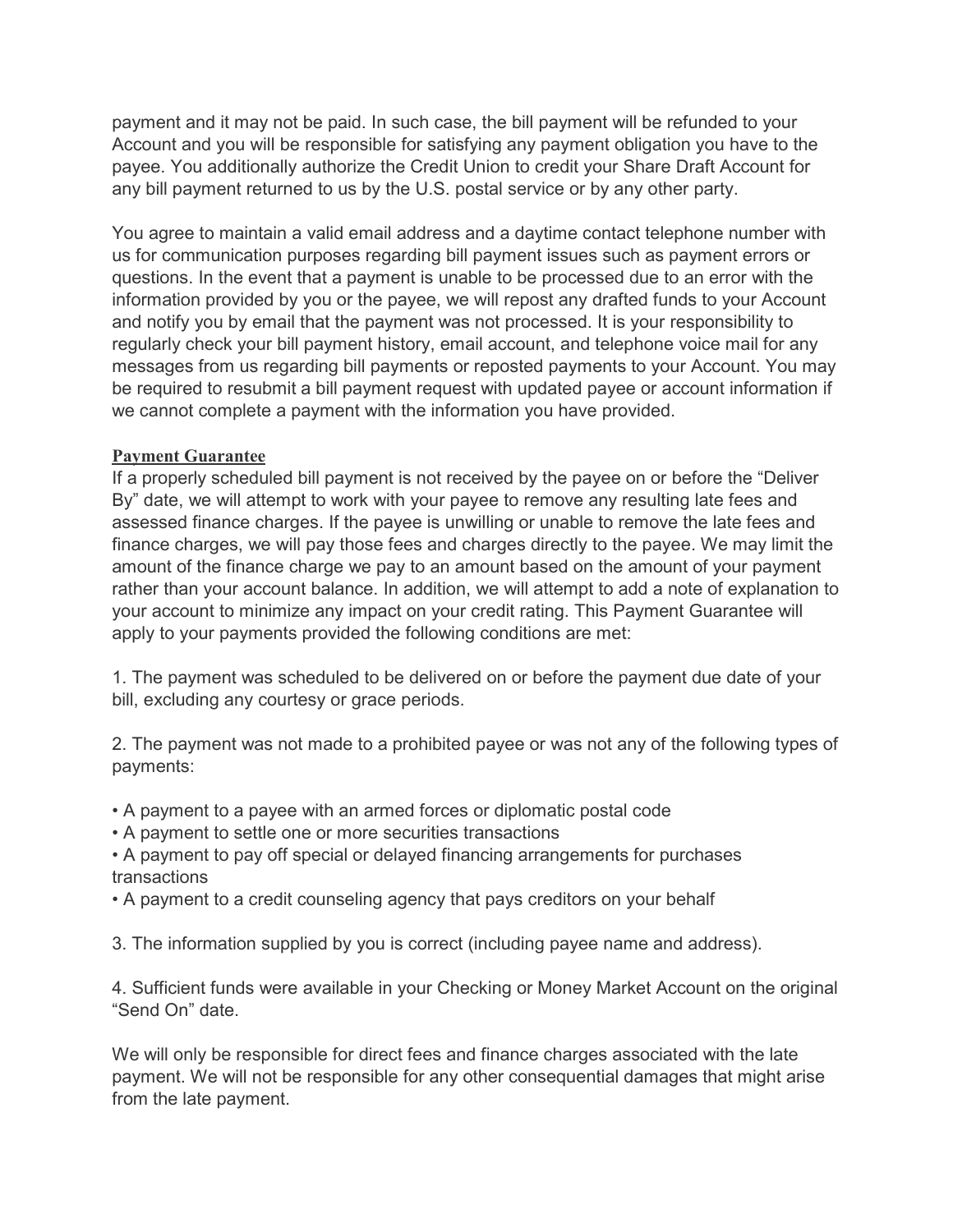payment and it may not be paid. In such case, the bill payment will be refunded to your Account and you will be responsible for satisfying any payment obligation you have to the payee. You additionally authorize the Credit Union to credit your Share Draft Account for any bill payment returned to us by the U.S. postal service or by any other party.

You agree to maintain a valid email address and a daytime contact telephone number with us for communication purposes regarding bill payment issues such as payment errors or questions. In the event that a payment is unable to be processed due to an error with the information provided by you or the payee, we will repost any drafted funds to your Account and notify you by email that the payment was not processed. It is your responsibility to regularly check your bill payment history, email account, and telephone voice mail for any messages from us regarding bill payments or reposted payments to your Account. You may be required to resubmit a bill payment request with updated payee or account information if we cannot complete a payment with the information you have provided.

**Payment Guarantee**

If a properly scheduled bill payment is not received by the payee on or before the "Deliver By" date, we will attempt to work with your payee to remove any resulting late fees and assessed finance charges. If the payee is unwilling or unable to remove the late fees and finance charges, we will pay those fees and charges directly to the payee. We may limit the amount of the finance charge we pay to an amount based on the amount of your payment rather than your account balance. In addition, we will attempt to add a note of explanation to your account to minimize any impact on your credit rating. This Payment Guarantee will apply to your payments provided the following conditions are met:

1. The payment was scheduled to be delivered on or before the payment due date of your bill, excluding any courtesy or grace periods.

2. The payment was not made to a prohibited payee or was not any of the following types of payments:

• A payment to a payee with an armed forces or diplomatic postal code
• A payment to settle one or more securities transactions
• A payment to pay off special or delayed financing arrangements for purchases transactions
• A payment to a credit counseling agency that pays creditors on your behalf

3. The information supplied by you is correct (including payee name and address).

4. Sufficient funds were available in your Checking or Money Market Account on the original "Send On" date.

We will only be responsible for direct fees and finance charges associated with the late payment. We will not be responsible for any other consequential damages that might arise from the late payment.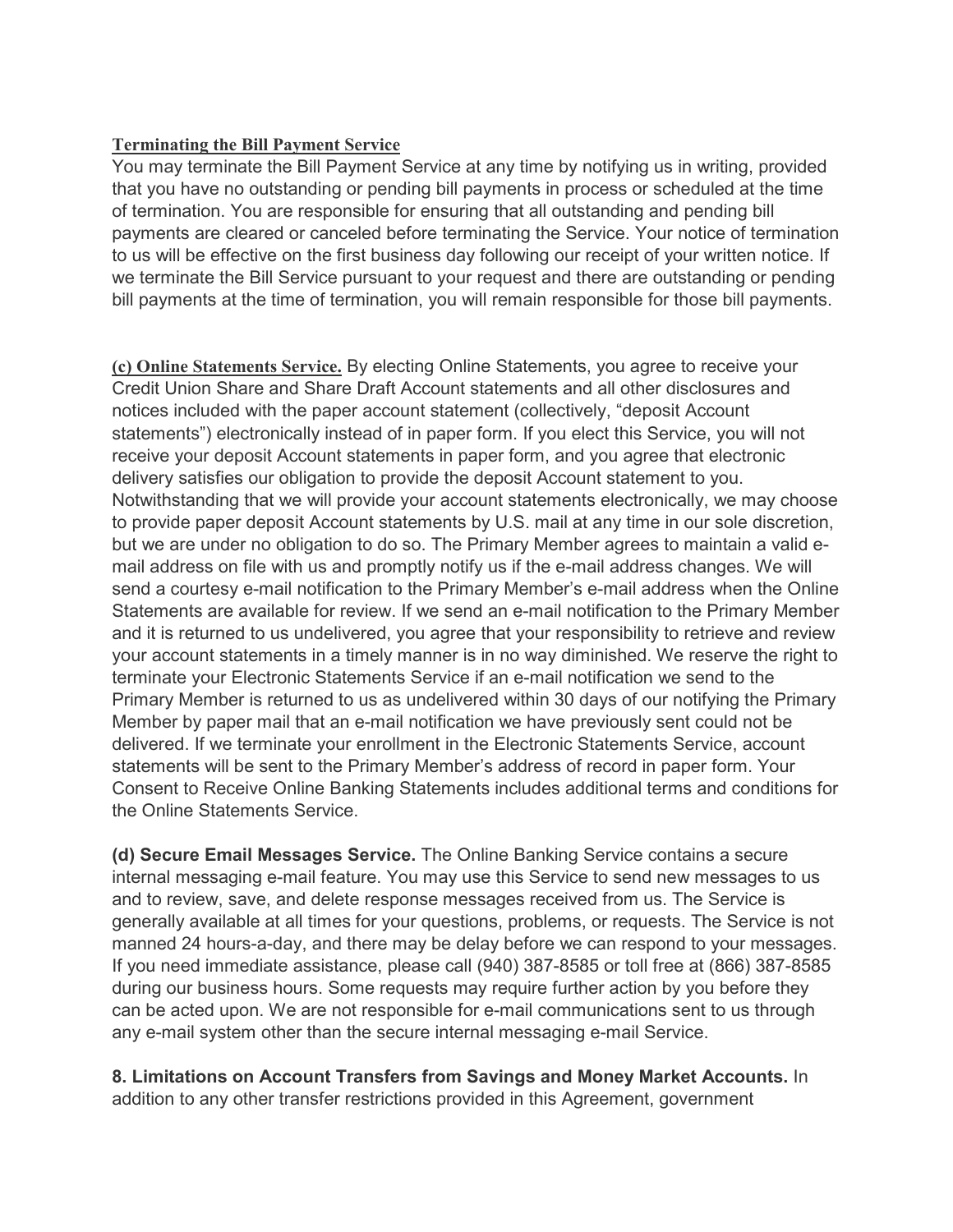**Terminating the Bill Payment Service**

You may terminate the Bill Payment Service at any time by notifying us in writing, provided that you have no outstanding or pending bill payments in process or scheduled at the time of termination. You are responsible for ensuring that all outstanding and pending bill payments are cleared or canceled before terminating the Service. Your notice of termination to us will be effective on the first business day following our receipt of your written notice. If we terminate the Bill Service pursuant to your request and there are outstanding or pending bill payments at the time of termination, you will remain responsible for those bill payments.

**(c) Online Statements Service.** By electing Online Statements, you agree to receive your Credit Union Share and Share Draft Account statements and all other disclosures and notices included with the paper account statement (collectively, "deposit Account statements") electronically instead of in paper form. If you elect this Service, you will not receive your deposit Account statements in paper form, and you agree that electronic delivery satisfies our obligation to provide the deposit Account statement to you. Notwithstanding that we will provide your account statements electronically, we may choose to provide paper deposit Account statements by U.S. mail at any time in our sole discretion, but we are under no obligation to do so. The Primary Member agrees to maintain a valid e-mail address on file with us and promptly notify us if the e-mail address changes. We will send a courtesy e-mail notification to the Primary Member's e-mail address when the Online Statements are available for review. If we send an e-mail notification to the Primary Member and it is returned to us undelivered, you agree that your responsibility to retrieve and review your account statements in a timely manner is in no way diminished. We reserve the right to terminate your Electronic Statements Service if an e-mail notification we send to the Primary Member is returned to us as undelivered within 30 days of our notifying the Primary Member by paper mail that an e-mail notification we have previously sent could not be delivered. If we terminate your enrollment in the Electronic Statements Service, account statements will be sent to the Primary Member's address of record in paper form. Your Consent to Receive Online Banking Statements includes additional terms and conditions for the Online Statements Service.

**(d) Secure Email Messages Service.** The Online Banking Service contains a secure internal messaging e-mail feature. You may use this Service to send new messages to us and to review, save, and delete response messages received from us. The Service is generally available at all times for your questions, problems, or requests. The Service is not manned 24 hours-a-day, and there may be delay before we can respond to your messages. If you need immediate assistance, please call (940) 387-8585 or toll free at (866) 387-8585 during our business hours. Some requests may require further action by you before they can be acted upon. We are not responsible for e-mail communications sent to us through any e-mail system other than the secure internal messaging e-mail Service.

**8. Limitations on Account Transfers from Savings and Money Market Accounts.** In addition to any other transfer restrictions provided in this Agreement, government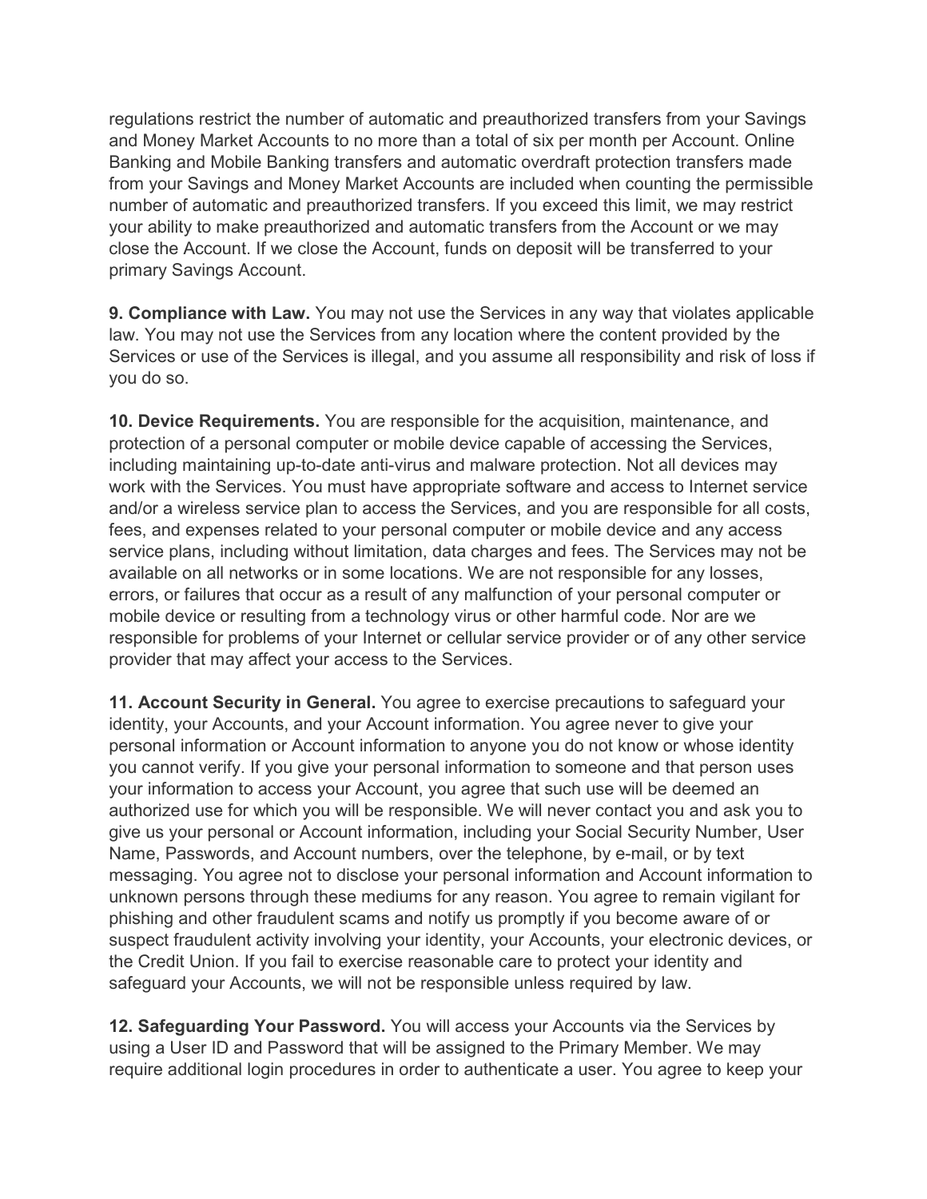regulations restrict the number of automatic and preauthorized transfers from your Savings and Money Market Accounts to no more than a total of six per month per Account. Online Banking and Mobile Banking transfers and automatic overdraft protection transfers made from your Savings and Money Market Accounts are included when counting the permissible number of automatic and preauthorized transfers. If you exceed this limit, we may restrict your ability to make preauthorized and automatic transfers from the Account or we may close the Account. If we close the Account, funds on deposit will be transferred to your primary Savings Account.

**9. Compliance with Law.** You may not use the Services in any way that violates applicable law. You may not use the Services from any location where the content provided by the Services or use of the Services is illegal, and you assume all responsibility and risk of loss if you do so.

**10. Device Requirements.** You are responsible for the acquisition, maintenance, and protection of a personal computer or mobile device capable of accessing the Services, including maintaining up-to-date anti-virus and malware protection. Not all devices may work with the Services. You must have appropriate software and access to Internet service and/or a wireless service plan to access the Services, and you are responsible for all costs, fees, and expenses related to your personal computer or mobile device and any access service plans, including without limitation, data charges and fees. The Services may not be available on all networks or in some locations. We are not responsible for any losses, errors, or failures that occur as a result of any malfunction of your personal computer or mobile device or resulting from a technology virus or other harmful code. Nor are we responsible for problems of your Internet or cellular service provider or of any other service provider that may affect your access to the Services.

**11. Account Security in General.** You agree to exercise precautions to safeguard your identity, your Accounts, and your Account information. You agree never to give your personal information or Account information to anyone you do not know or whose identity you cannot verify. If you give your personal information to someone and that person uses your information to access your Account, you agree that such use will be deemed an authorized use for which you will be responsible. We will never contact you and ask you to give us your personal or Account information, including your Social Security Number, User Name, Passwords, and Account numbers, over the telephone, by e-mail, or by text messaging. You agree not to disclose your personal information and Account information to unknown persons through these mediums for any reason. You agree to remain vigilant for phishing and other fraudulent scams and notify us promptly if you become aware of or suspect fraudulent activity involving your identity, your Accounts, your electronic devices, or the Credit Union. If you fail to exercise reasonable care to protect your identity and safeguard your Accounts, we will not be responsible unless required by law.

**12. Safeguarding Your Password.** You will access your Accounts via the Services by using a User ID and Password that will be assigned to the Primary Member. We may require additional login procedures in order to authenticate a user. You agree to keep your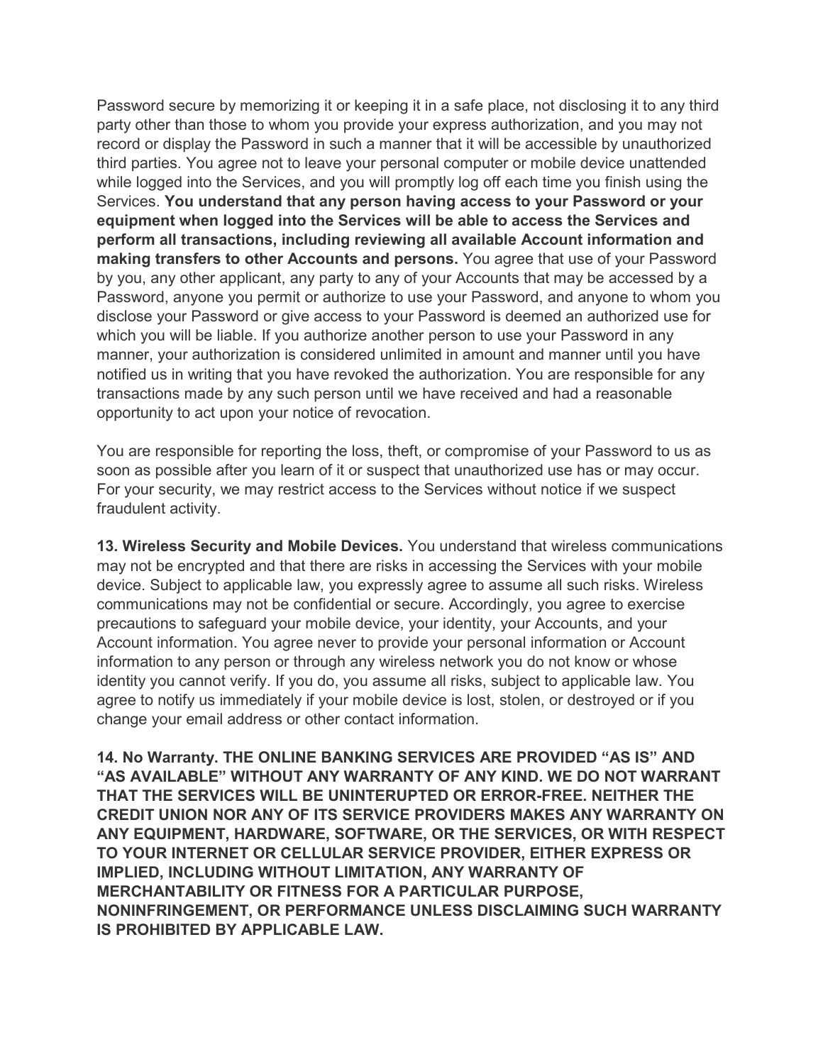Password secure by memorizing it or keeping it in a safe place, not disclosing it to any third party other than those to whom you provide your express authorization, and you may not record or display the Password in such a manner that it will be accessible by unauthorized third parties. You agree not to leave your personal computer or mobile device unattended while logged into the Services, and you will promptly log off each time you finish using the Services. **You understand that any person having access to your Password or your equipment when logged into the Services will be able to access the Services and perform all transactions, including reviewing all available Account information and making transfers to other Accounts and persons.** You agree that use of your Password by you, any other applicant, any party to any of your Accounts that may be accessed by a Password, anyone you permit or authorize to use your Password, and anyone to whom you disclose your Password or give access to your Password is deemed an authorized use for which you will be liable. If you authorize another person to use your Password in any manner, your authorization is considered unlimited in amount and manner until you have notified us in writing that you have revoked the authorization. You are responsible for any transactions made by any such person until we have received and had a reasonable opportunity to act upon your notice of revocation.

You are responsible for reporting the loss, theft, or compromise of your Password to us as soon as possible after you learn of it or suspect that unauthorized use has or may occur. For your security, we may restrict access to the Services without notice if we suspect fraudulent activity.

**13. Wireless Security and Mobile Devices.** You understand that wireless communications may not be encrypted and that there are risks in accessing the Services with your mobile device. Subject to applicable law, you expressly agree to assume all such risks. Wireless communications may not be confidential or secure. Accordingly, you agree to exercise precautions to safeguard your mobile device, your identity, your Accounts, and your Account information. You agree never to provide your personal information or Account information to any person or through any wireless network you do not know or whose identity you cannot verify. If you do, you assume all risks, subject to applicable law. You agree to notify us immediately if your mobile device is lost, stolen, or destroyed or if you change your email address or other contact information.

**14. No Warranty. THE ONLINE BANKING SERVICES ARE PROVIDED "AS IS" AND "AS AVAILABLE" WITHOUT ANY WARRANTY OF ANY KIND. WE DO NOT WARRANT THAT THE SERVICES WILL BE UNINTERUPTED OR ERROR-FREE. NEITHER THE CREDIT UNION NOR ANY OF ITS SERVICE PROVIDERS MAKES ANY WARRANTY ON ANY EQUIPMENT, HARDWARE, SOFTWARE, OR THE SERVICES, OR WITH RESPECT TO YOUR INTERNET OR CELLULAR SERVICE PROVIDER, EITHER EXPRESS OR IMPLIED, INCLUDING WITHOUT LIMITATION, ANY WARRANTY OF MERCHANTABILITY OR FITNESS FOR A PARTICULAR PURPOSE, NONINFRINGEMENT, OR PERFORMANCE UNLESS DISCLAIMING SUCH WARRANTY IS PROHIBITED BY APPLICABLE LAW.**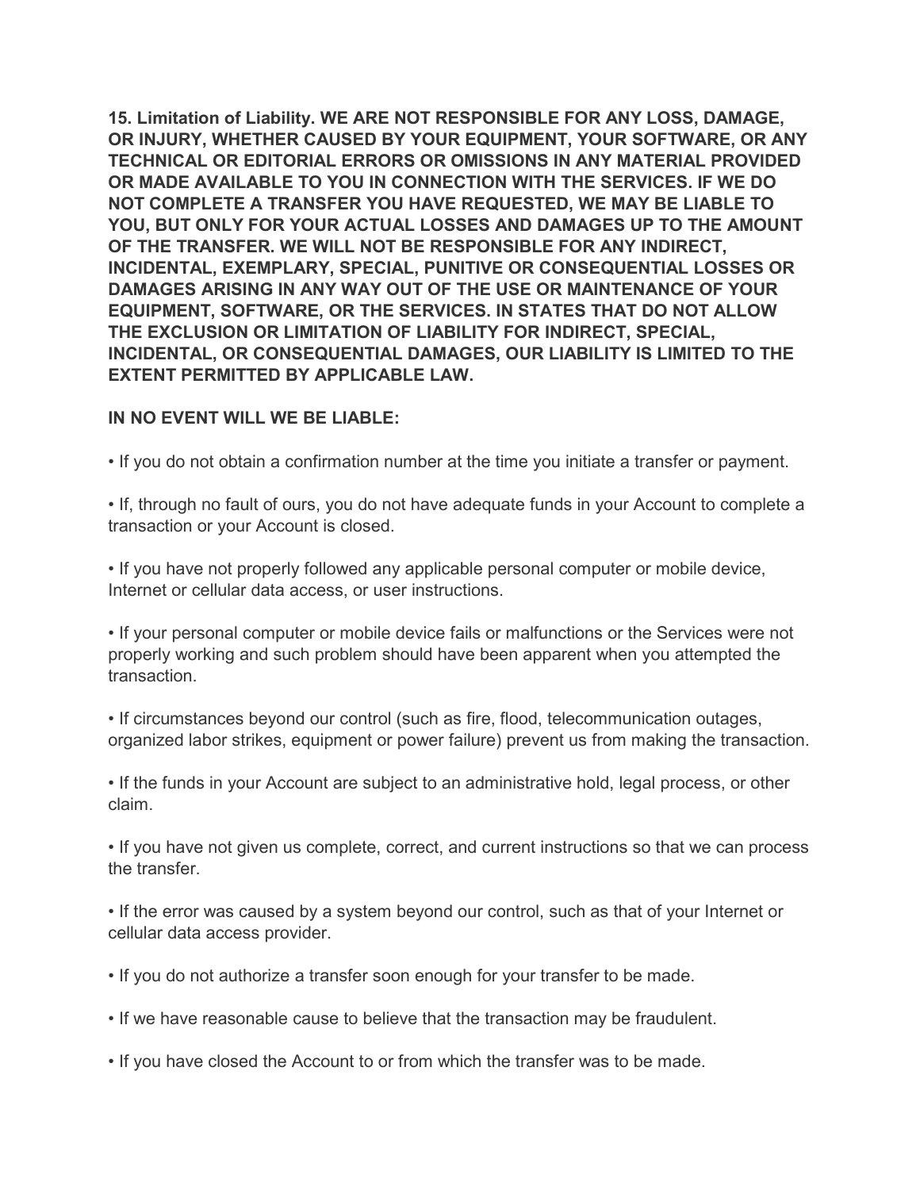**15. Limitation of Liability. WE ARE NOT RESPONSIBLE FOR ANY LOSS, DAMAGE, OR INJURY, WHETHER CAUSED BY YOUR EQUIPMENT, YOUR SOFTWARE, OR ANY TECHNICAL OR EDITORIAL ERRORS OR OMISSIONS IN ANY MATERIAL PROVIDED OR MADE AVAILABLE TO YOU IN CONNECTION WITH THE SERVICES. IF WE DO NOT COMPLETE A TRANSFER YOU HAVE REQUESTED, WE MAY BE LIABLE TO YOU, BUT ONLY FOR YOUR ACTUAL LOSSES AND DAMAGES UP TO THE AMOUNT OF THE TRANSFER. WE WILL NOT BE RESPONSIBLE FOR ANY INDIRECT, INCIDENTAL, EXEMPLARY, SPECIAL, PUNITIVE OR CONSEQUENTIAL LOSSES OR DAMAGES ARISING IN ANY WAY OUT OF THE USE OR MAINTENANCE OF YOUR EQUIPMENT, SOFTWARE, OR THE SERVICES. IN STATES THAT DO NOT ALLOW THE EXCLUSION OR LIMITATION OF LIABILITY FOR INDIRECT, SPECIAL, INCIDENTAL, OR CONSEQUENTIAL DAMAGES, OUR LIABILITY IS LIMITED TO THE EXTENT PERMITTED BY APPLICABLE LAW.**

**IN NO EVENT WILL WE BE LIABLE:**

• If you do not obtain a confirmation number at the time you initiate a transfer or payment.

• If, through no fault of ours, you do not have adequate funds in your Account to complete a transaction or your Account is closed.

• If you have not properly followed any applicable personal computer or mobile device, Internet or cellular data access, or user instructions.

• If your personal computer or mobile device fails or malfunctions or the Services were not properly working and such problem should have been apparent when you attempted the transaction.

• If circumstances beyond our control (such as fire, flood, telecommunication outages, organized labor strikes, equipment or power failure) prevent us from making the transaction.

• If the funds in your Account are subject to an administrative hold, legal process, or other claim.

• If you have not given us complete, correct, and current instructions so that we can process the transfer.

• If the error was caused by a system beyond our control, such as that of your Internet or cellular data access provider.

• If you do not authorize a transfer soon enough for your transfer to be made.

• If we have reasonable cause to believe that the transaction may be fraudulent.

• If you have closed the Account to or from which the transfer was to be made.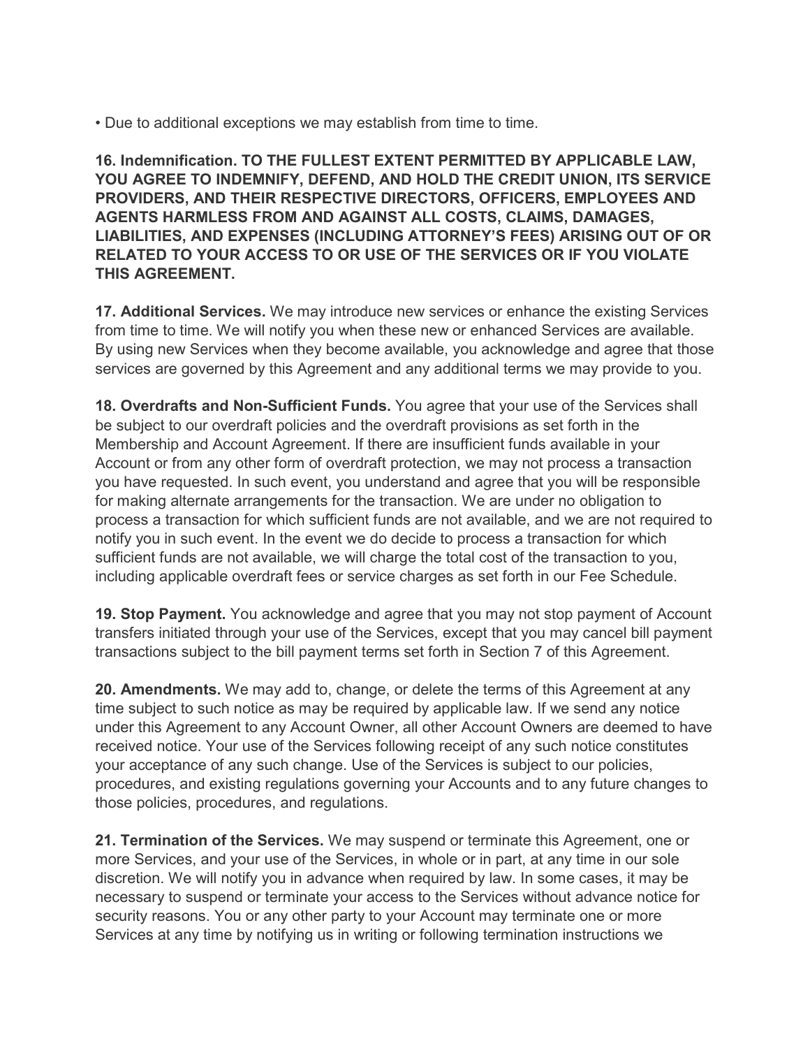• Due to additional exceptions we may establish from time to time.

**16. Indemnification. TO THE FULLEST EXTENT PERMITTED BY APPLICABLE LAW, YOU AGREE TO INDEMNIFY, DEFEND, AND HOLD THE CREDIT UNION, ITS SERVICE PROVIDERS, AND THEIR RESPECTIVE DIRECTORS, OFFICERS, EMPLOYEES AND AGENTS HARMLESS FROM AND AGAINST ALL COSTS, CLAIMS, DAMAGES, LIABILITIES, AND EXPENSES (INCLUDING ATTORNEY'S FEES) ARISING OUT OF OR RELATED TO YOUR ACCESS TO OR USE OF THE SERVICES OR IF YOU VIOLATE THIS AGREEMENT.**

**17. Additional Services.** We may introduce new services or enhance the existing Services from time to time. We will notify you when these new or enhanced Services are available. By using new Services when they become available, you acknowledge and agree that those services are governed by this Agreement and any additional terms we may provide to you.

**18. Overdrafts and Non-Sufficient Funds.** You agree that your use of the Services shall be subject to our overdraft policies and the overdraft provisions as set forth in the Membership and Account Agreement. If there are insufficient funds available in your Account or from any other form of overdraft protection, we may not process a transaction you have requested. In such event, you understand and agree that you will be responsible for making alternate arrangements for the transaction. We are under no obligation to process a transaction for which sufficient funds are not available, and we are not required to notify you in such event. In the event we do decide to process a transaction for which sufficient funds are not available, we will charge the total cost of the transaction to you, including applicable overdraft fees or service charges as set forth in our Fee Schedule.

**19. Stop Payment.** You acknowledge and agree that you may not stop payment of Account transfers initiated through your use of the Services, except that you may cancel bill payment transactions subject to the bill payment terms set forth in Section 7 of this Agreement.

**20. Amendments.** We may add to, change, or delete the terms of this Agreement at any time subject to such notice as may be required by applicable law. If we send any notice under this Agreement to any Account Owner, all other Account Owners are deemed to have received notice. Your use of the Services following receipt of any such notice constitutes your acceptance of any such change. Use of the Services is subject to our policies, procedures, and existing regulations governing your Accounts and to any future changes to those policies, procedures, and regulations.

**21. Termination of the Services.** We may suspend or terminate this Agreement, one or more Services, and your use of the Services, in whole or in part, at any time in our sole discretion. We will notify you in advance when required by law. In some cases, it may be necessary to suspend or terminate your access to the Services without advance notice for security reasons. You or any other party to your Account may terminate one or more Services at any time by notifying us in writing or following termination instructions we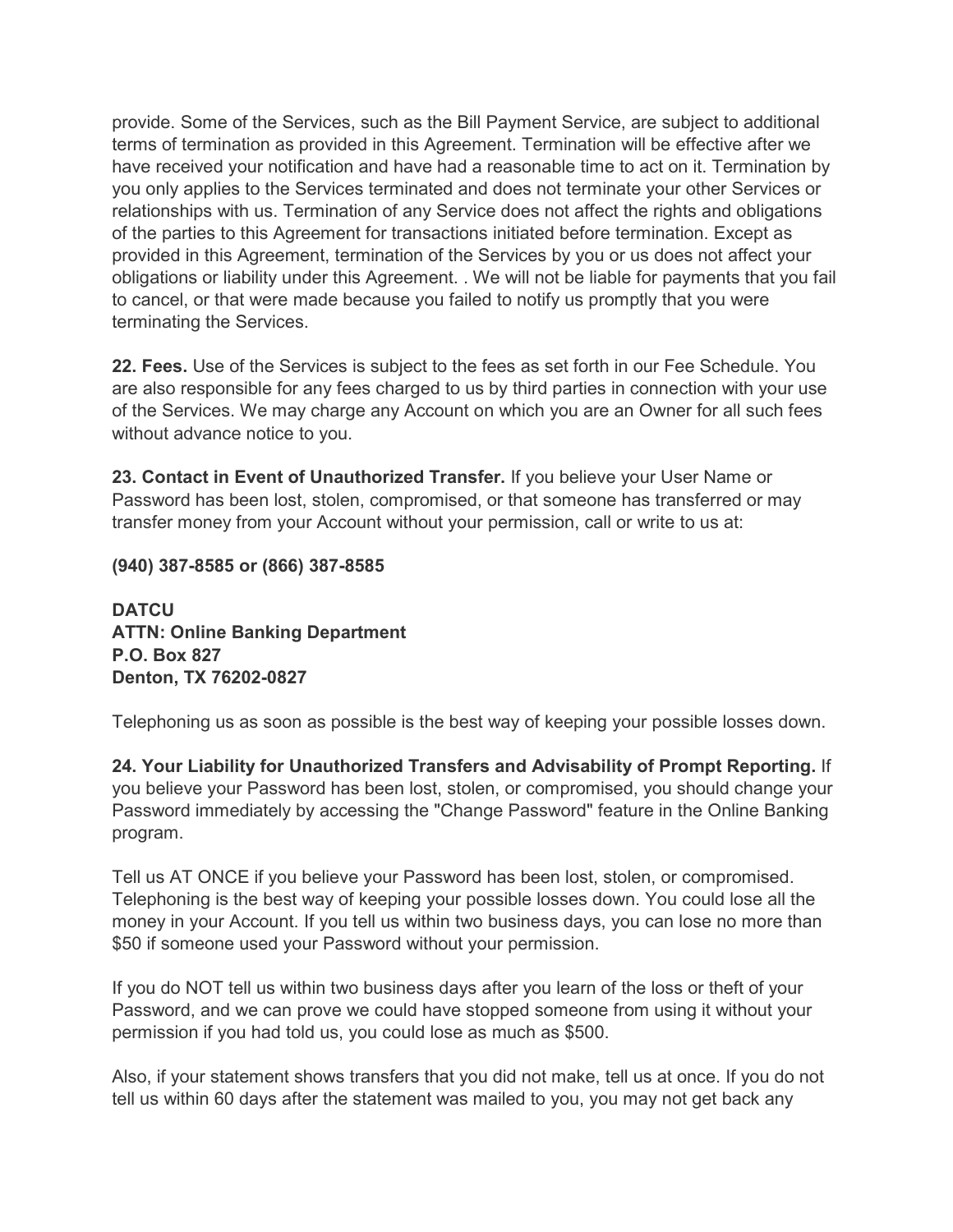provide. Some of the Services, such as the Bill Payment Service, are subject to additional terms of termination as provided in this Agreement. Termination will be effective after we have received your notification and have had a reasonable time to act on it. Termination by you only applies to the Services terminated and does not terminate your other Services or relationships with us. Termination of any Service does not affect the rights and obligations of the parties to this Agreement for transactions initiated before termination. Except as provided in this Agreement, termination of the Services by you or us does not affect your obligations or liability under this Agreement. . We will not be liable for payments that you fail to cancel, or that were made because you failed to notify us promptly that you were terminating the Services.

**22. Fees.** Use of the Services is subject to the fees as set forth in our Fee Schedule. You are also responsible for any fees charged to us by third parties in connection with your use of the Services. We may charge any Account on which you are an Owner for all such fees without advance notice to you.

**23. Contact in Event of Unauthorized Transfer.** If you believe your User Name or Password has been lost, stolen, compromised, or that someone has transferred or may transfer money from your Account without your permission, call or write to us at:

**(940) 387-8585 or (866) 387-8585**

**DATCU**
**ATTN: Online Banking Department**
**P.O. Box 827**
**Denton, TX 76202-0827**

Telephoning us as soon as possible is the best way of keeping your possible losses down.

**24. Your Liability for Unauthorized Transfers and Advisability of Prompt Reporting.** If you believe your Password has been lost, stolen, or compromised, you should change your Password immediately by accessing the "Change Password" feature in the Online Banking program.

Tell us AT ONCE if you believe your Password has been lost, stolen, or compromised. Telephoning is the best way of keeping your possible losses down. You could lose all the money in your Account. If you tell us within two business days, you can lose no more than $50 if someone used your Password without your permission.

If you do NOT tell us within two business days after you learn of the loss or theft of your Password, and we can prove we could have stopped someone from using it without your permission if you had told us, you could lose as much as $500.

Also, if your statement shows transfers that you did not make, tell us at once. If you do not tell us within 60 days after the statement was mailed to you, you may not get back any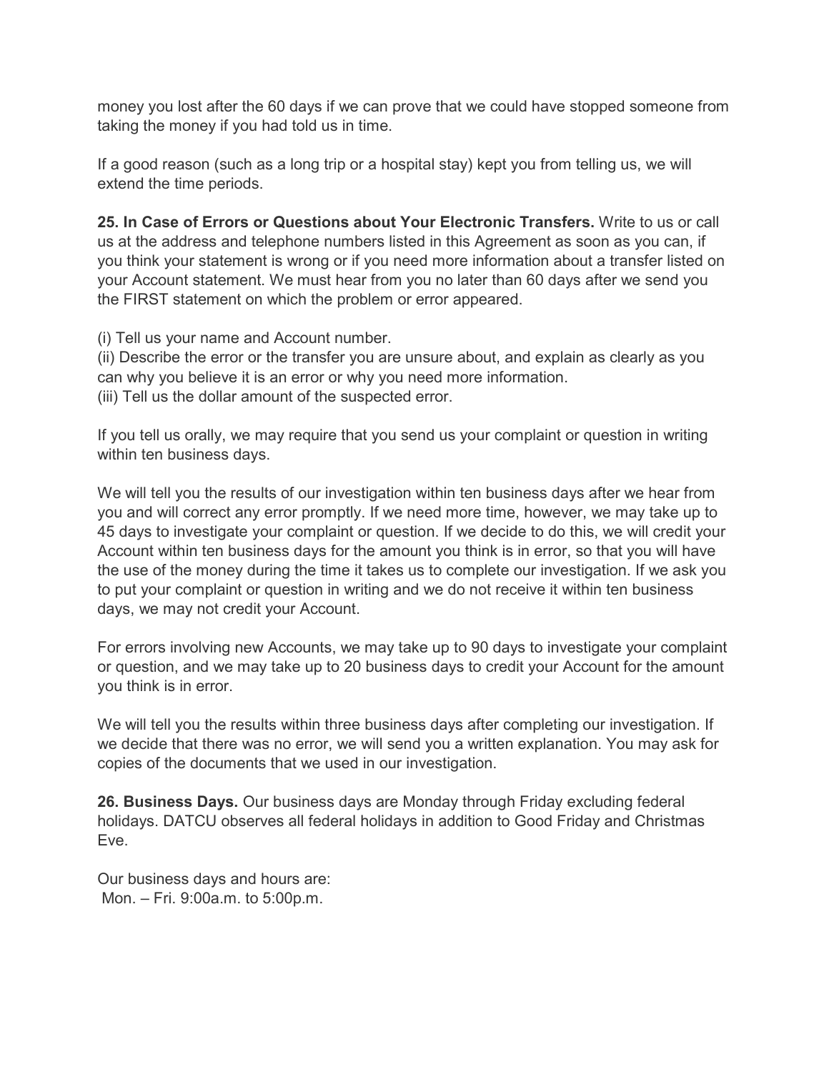money you lost after the 60 days if we can prove that we could have stopped someone from taking the money if you had told us in time.

If a good reason (such as a long trip or a hospital stay) kept you from telling us, we will extend the time periods.

**25. In Case of Errors or Questions about Your Electronic Transfers.** Write to us or call us at the address and telephone numbers listed in this Agreement as soon as you can, if you think your statement is wrong or if you need more information about a transfer listed on your Account statement. We must hear from you no later than 60 days after we send you the FIRST statement on which the problem or error appeared.

(i) Tell us your name and Account number.
(ii) Describe the error or the transfer you are unsure about, and explain as clearly as you can why you believe it is an error or why you need more information.
(iii) Tell us the dollar amount of the suspected error.

If you tell us orally, we may require that you send us your complaint or question in writing within ten business days.

We will tell you the results of our investigation within ten business days after we hear from you and will correct any error promptly. If we need more time, however, we may take up to 45 days to investigate your complaint or question. If we decide to do this, we will credit your Account within ten business days for the amount you think is in error, so that you will have the use of the money during the time it takes us to complete our investigation. If we ask you to put your complaint or question in writing and we do not receive it within ten business days, we may not credit your Account.

For errors involving new Accounts, we may take up to 90 days to investigate your complaint or question, and we may take up to 20 business days to credit your Account for the amount you think is in error.

We will tell you the results within three business days after completing our investigation. If we decide that there was no error, we will send you a written explanation. You may ask for copies of the documents that we used in our investigation.

**26. Business Days.** Our business days are Monday through Friday excluding federal holidays. DATCU observes all federal holidays in addition to Good Friday and Christmas Eve.

Our business days and hours are:
Mon. – Fri. 9:00a.m. to 5:00p.m.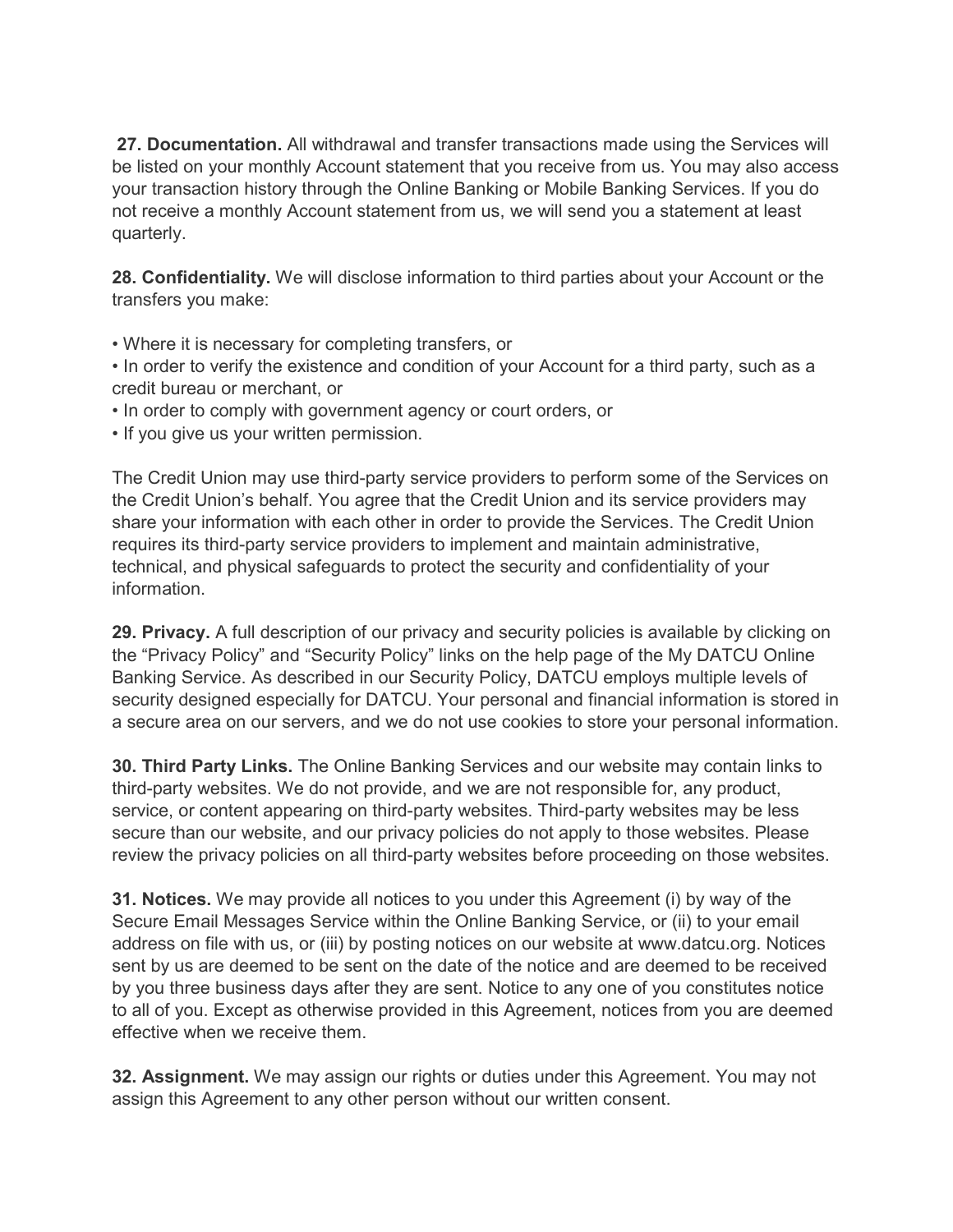**27. Documentation.** All withdrawal and transfer transactions made using the Services will be listed on your monthly Account statement that you receive from us. You may also access your transaction history through the Online Banking or Mobile Banking Services. If you do not receive a monthly Account statement from us, we will send you a statement at least quarterly.

**28. Confidentiality.** We will disclose information to third parties about your Account or the transfers you make:

- Where it is necessary for completing transfers, or
- In order to verify the existence and condition of your Account for a third party, such as a credit bureau or merchant, or
- In order to comply with government agency or court orders, or
- If you give us your written permission.

The Credit Union may use third-party service providers to perform some of the Services on the Credit Union's behalf. You agree that the Credit Union and its service providers may share your information with each other in order to provide the Services. The Credit Union requires its third-party service providers to implement and maintain administrative, technical, and physical safeguards to protect the security and confidentiality of your information.

**29. Privacy.** A full description of our privacy and security policies is available by clicking on the "Privacy Policy" and "Security Policy" links on the help page of the My DATCU Online Banking Service. As described in our Security Policy, DATCU employs multiple levels of security designed especially for DATCU. Your personal and financial information is stored in a secure area on our servers, and we do not use cookies to store your personal information.

**30. Third Party Links.** The Online Banking Services and our website may contain links to third-party websites. We do not provide, and we are not responsible for, any product, service, or content appearing on third-party websites. Third-party websites may be less secure than our website, and our privacy policies do not apply to those websites. Please review the privacy policies on all third-party websites before proceeding on those websites.

**31. Notices.** We may provide all notices to you under this Agreement (i) by way of the Secure Email Messages Service within the Online Banking Service, or (ii) to your email address on file with us, or (iii) by posting notices on our website at www.datcu.org. Notices sent by us are deemed to be sent on the date of the notice and are deemed to be received by you three business days after they are sent. Notice to any one of you constitutes notice to all of you. Except as otherwise provided in this Agreement, notices from you are deemed effective when we receive them.

**32. Assignment.** We may assign our rights or duties under this Agreement. You may not assign this Agreement to any other person without our written consent.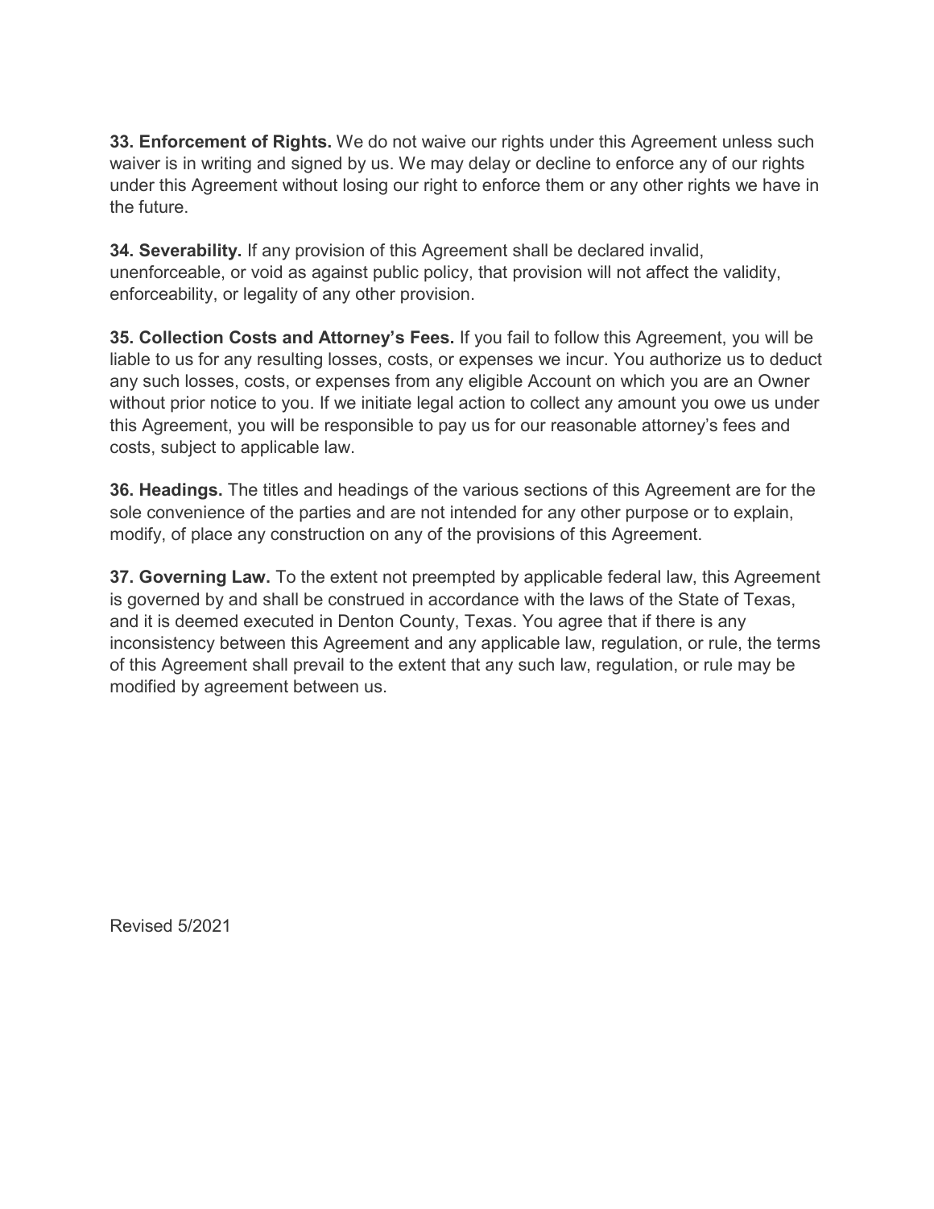**33. Enforcement of Rights.** We do not waive our rights under this Agreement unless such waiver is in writing and signed by us. We may delay or decline to enforce any of our rights under this Agreement without losing our right to enforce them or any other rights we have in the future.

**34. Severability.** If any provision of this Agreement shall be declared invalid, unenforceable, or void as against public policy, that provision will not affect the validity, enforceability, or legality of any other provision.

**35. Collection Costs and Attorney's Fees.** If you fail to follow this Agreement, you will be liable to us for any resulting losses, costs, or expenses we incur. You authorize us to deduct any such losses, costs, or expenses from any eligible Account on which you are an Owner without prior notice to you. If we initiate legal action to collect any amount you owe us under this Agreement, you will be responsible to pay us for our reasonable attorney's fees and costs, subject to applicable law.

**36. Headings.** The titles and headings of the various sections of this Agreement are for the sole convenience of the parties and are not intended for any other purpose or to explain, modify, of place any construction on any of the provisions of this Agreement.

**37. Governing Law.** To the extent not preempted by applicable federal law, this Agreement is governed by and shall be construed in accordance with the laws of the State of Texas, and it is deemed executed in Denton County, Texas. You agree that if there is any inconsistency between this Agreement and any applicable law, regulation, or rule, the terms of this Agreement shall prevail to the extent that any such law, regulation, or rule may be modified by agreement between us.

Revised 5/2021